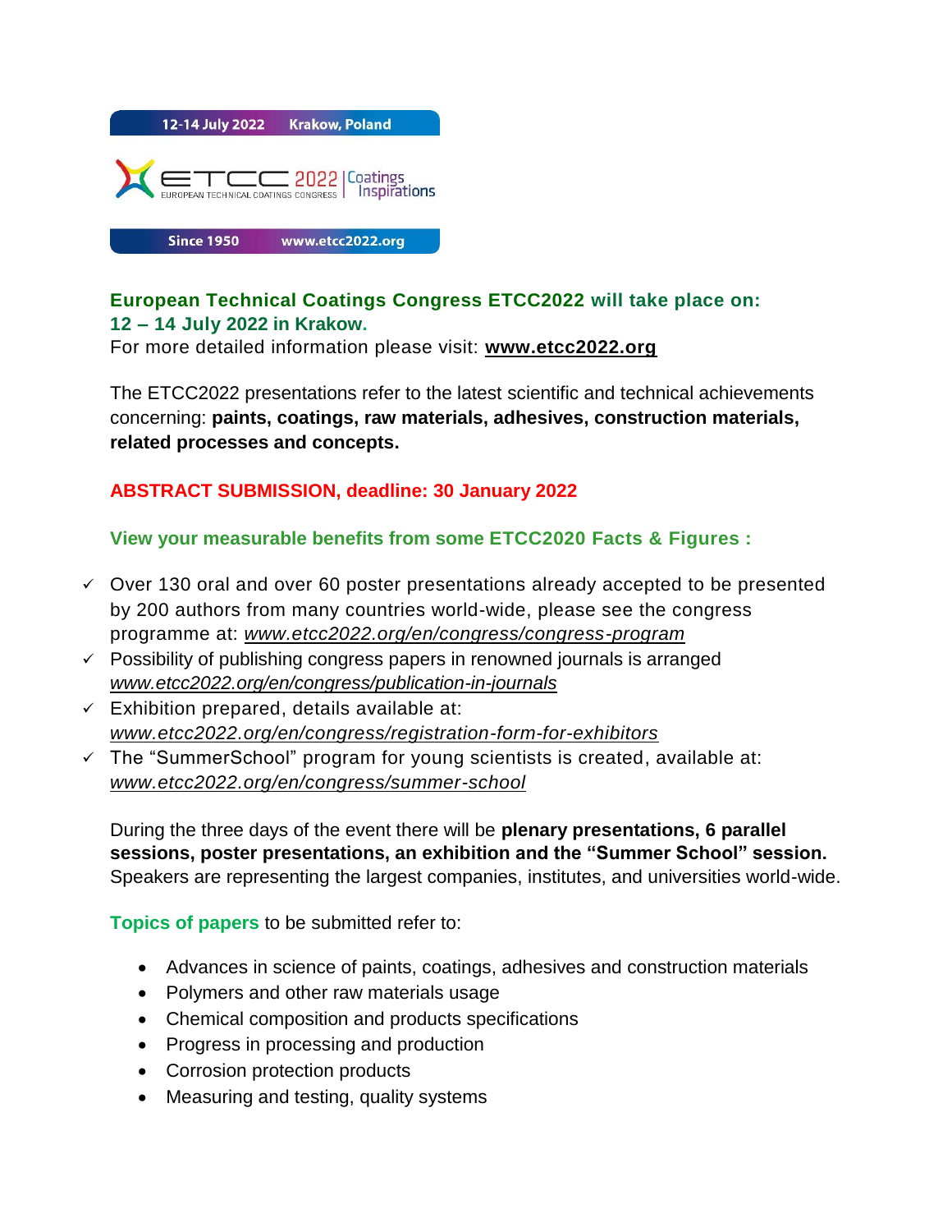12-14 July 2022 Krakow, Poland

ETCC 2022 | Coatings Inspirations
EUROPEAN TECHNICAL COATINGS CONGRESS

Since 1950 www.etcc2022.org

**European Technical Coatings Congress ETCC2022 will take place on:**
**12 – 14 July 2022 in Krakow.**
For more detailed information please visit: **www.etcc2022.org**

The ETCC2022 presentations refer to the latest scientific and technical achievements concerning: **paints, coatings, raw materials, adhesives, construction materials, related processes and concepts.**

**ABSTRACT SUBMISSION, deadline: 30 January 2022**

**View your measurable benefits from some ETCC2020 Facts & Figures :**

- ✓ Over 130 oral and over 60 poster presentations already accepted to be presented by 200 authors from many countries world-wide, please see the congress programme at: *www.etcc2022.org/en/congress/congress-program*
- ✓ Possibility of publishing congress papers in renowned journals is arranged *www.etcc2022.org/en/congress/publication-in-journals*
- ✓ Exhibition prepared, details available at: *www.etcc2022.org/en/congress/registration-form-for-exhibitors*
- ✓ The "SummerSchool" program for young scientists is created, available at: *www.etcc2022.org/en/congress/summer-school*

During the three days of the event there will be **plenary presentations, 6 parallel sessions, poster presentations, an exhibition and the "Summer School" session.** Speakers are representing the largest companies, institutes, and universities world-wide.

**Topics of papers** to be submitted refer to:

- Advances in science of paints, coatings, adhesives and construction materials
- Polymers and other raw materials usage
- Chemical composition and products specifications
- Progress in processing and production
- Corrosion protection products
- Measuring and testing, quality systems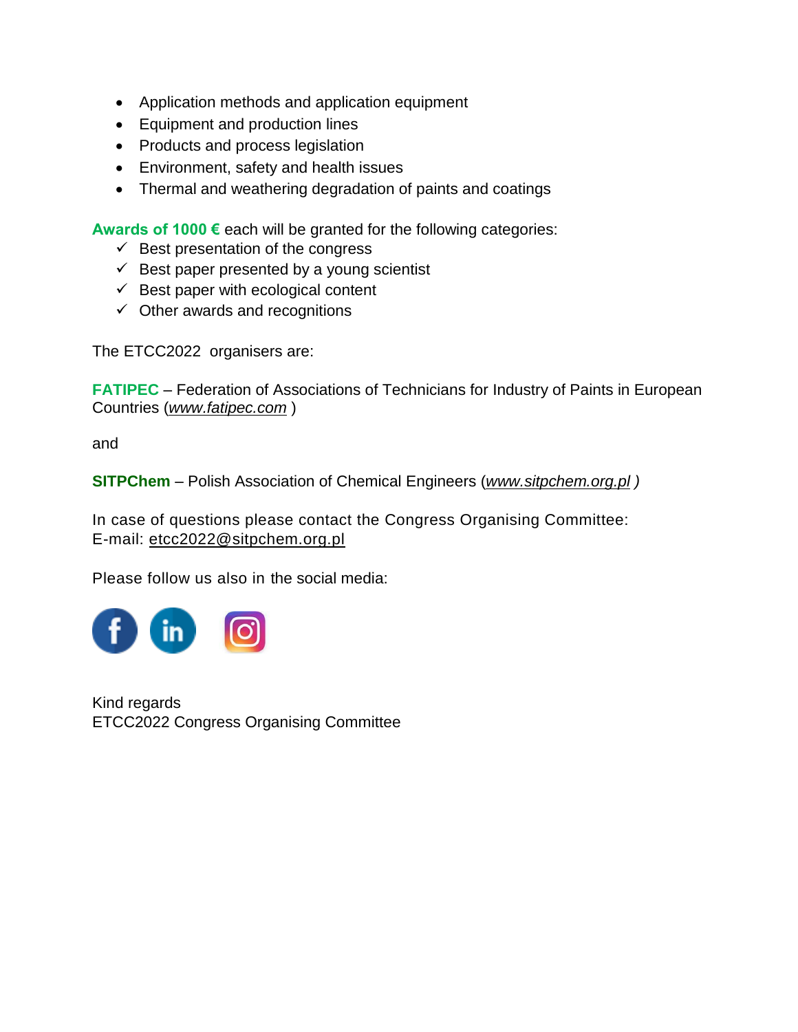- Application methods and application equipment
- Equipment and production lines
- Products and process legislation
- Environment, safety and health issues
- Thermal and weathering degradation of paints and coatings

**Awards of 1000 €** each will be granted for the following categories:

- ✓ Best presentation of the congress
- ✓ Best paper presented by a young scientist
- ✓ Best paper with ecological content
- ✓ Other awards and recognitions

The ETCC2022 organisers are:

**FATIPEC** – Federation of Associations of Technicians for Industry of Paints in European Countries (*www.fatipec.com* )

and

**SITPChem** – Polish Association of Chemical Engineers (*www.sitpchem.org.pl )*

In case of questions please contact the Congress Organising Committee:
E-mail: etcc2022@sitpchem.org.pl

Please follow us also in the social media:

Kind regards
ETCC2022 Congress Organising Committee